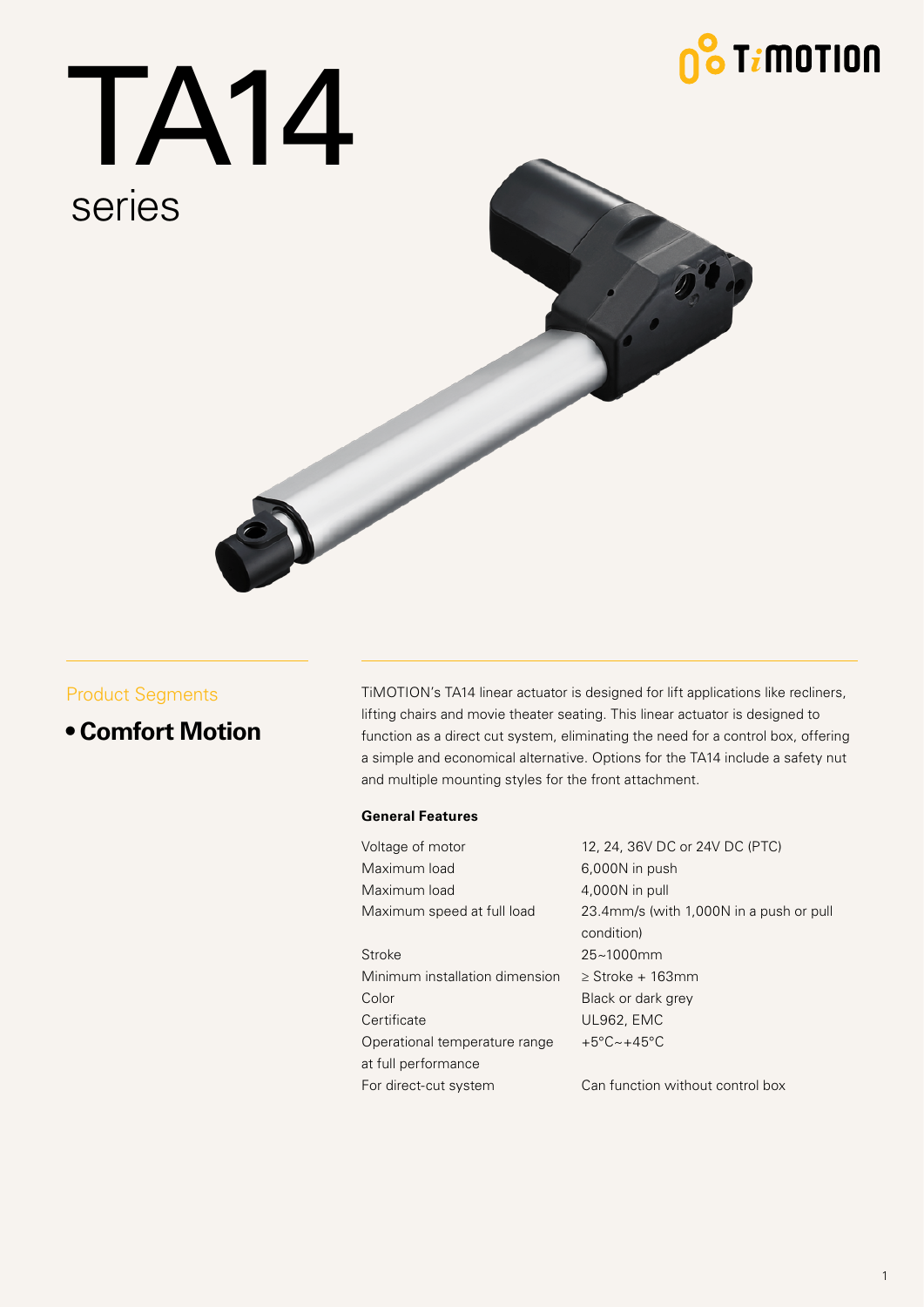# TA14 series

## Product Segments

- **Comfort Motion**

TiMOTION's TA14 linear actuator is designed for lift applications like recliners, lifting chairs and movie theater seating. This linear actuator is designed to function as a direct cut system, eliminating the need for a control box, offering a simple and economical alternative. Options for the TA14 include a safety nut and multiple mounting styles for the front attachment.

### General Features

| | |
|---|---|
| Voltage of motor | 12, 24, 36V DC or 24V DC (PTC) |
| Maximum load | 6,000N in push |
| Maximum load | 4,000N in pull |
| Maximum speed at full load | 23.4mm/s (with 1,000N in a push or pull condition) |
| Stroke | 25~1000mm |
| Minimum installation dimension | ≥ Stroke + 163mm |
| Color | Black or dark grey |
| Certificate | UL962, EMC |
| Operational temperature range at full performance | +5°C~+45°C |
| For direct-cut system | Can function without control box |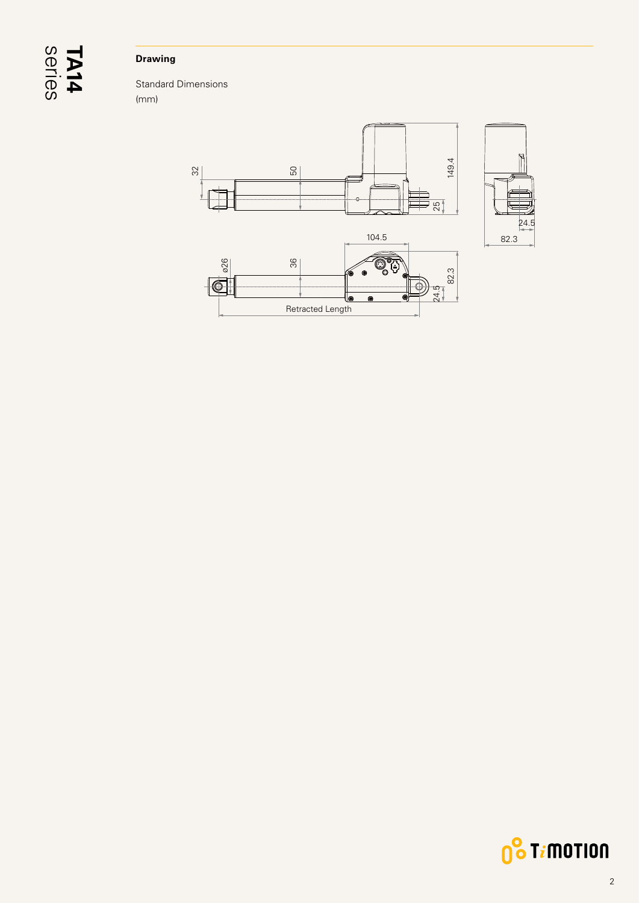## Drawing

Standard Dimensions
(mm)

32

50

149.4

25

24.5

82.3

104.5

ø26

36

82.3

24.5

Retracted Length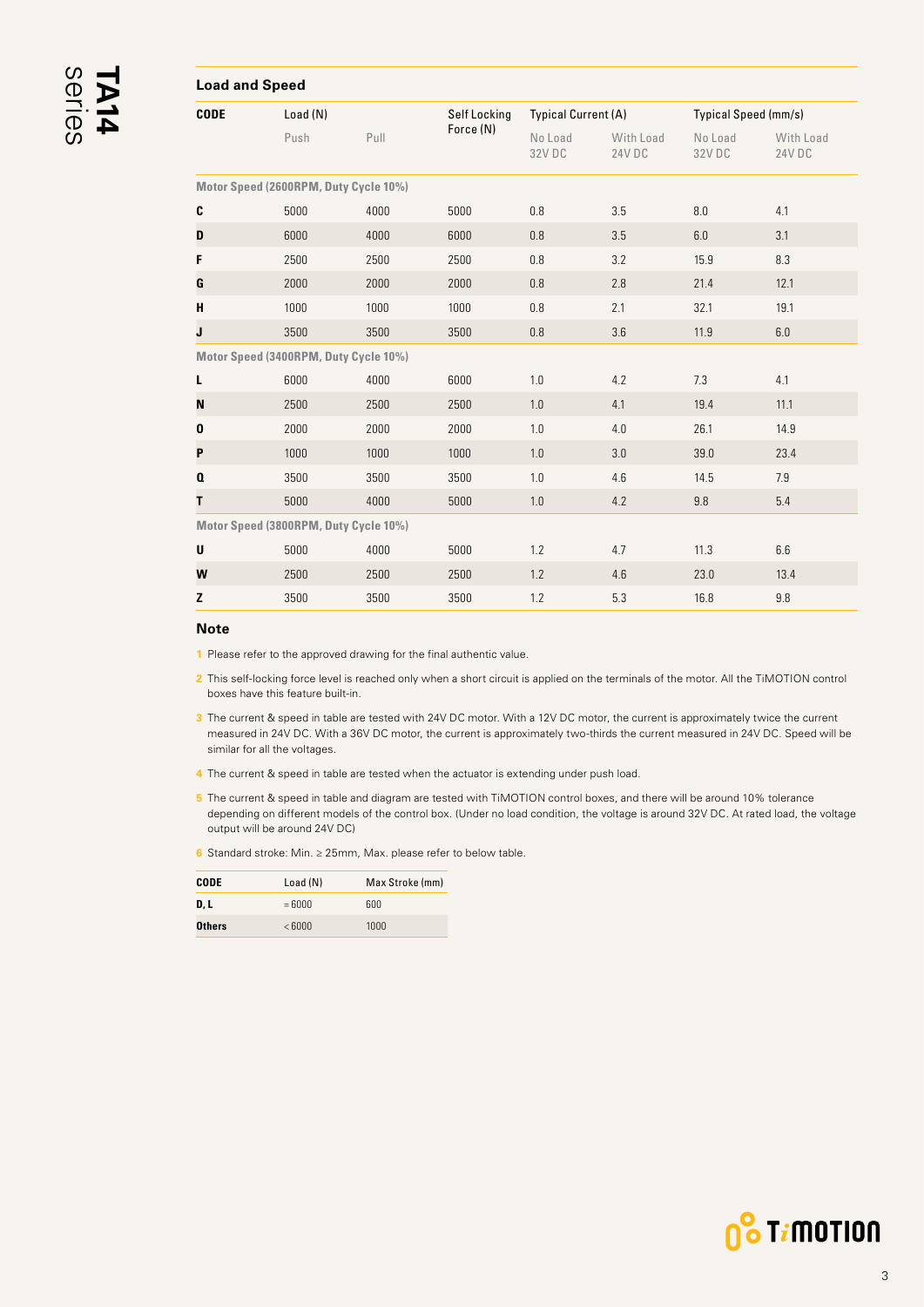## Load and Speed

| CODE | Load (N) | | Self Locking Force (N) | Typical Current (A) | | Typical Speed (mm/s) | |
|---|---|---|---|---|---|---|---|
| | Push | Pull | | No Load 32V DC | With Load 24V DC | No Load 32V DC | With Load 24V DC |
| **Motor Speed (2600RPM, Duty Cycle 10%)** | | | | | | | |
| **C** | 5000 | 4000 | 5000 | 0.8 | 3.5 | 8.0 | 4.1 |
| **D** | 6000 | 4000 | 6000 | 0.8 | 3.5 | 6.0 | 3.1 |
| **F** | 2500 | 2500 | 2500 | 0.8 | 3.2 | 15.9 | 8.3 |
| **G** | 2000 | 2000 | 2000 | 0.8 | 2.8 | 21.4 | 12.1 |
| **H** | 1000 | 1000 | 1000 | 0.8 | 2.1 | 32.1 | 19.1 |
| **J** | 3500 | 3500 | 3500 | 0.8 | 3.6 | 11.9 | 6.0 |
| **Motor Speed (3400RPM, Duty Cycle 10%)** | | | | | | | |
| **L** | 6000 | 4000 | 6000 | 1.0 | 4.2 | 7.3 | 4.1 |
| **N** | 2500 | 2500 | 2500 | 1.0 | 4.1 | 19.4 | 11.1 |
| **O** | 2000 | 2000 | 2000 | 1.0 | 4.0 | 26.1 | 14.9 |
| **P** | 1000 | 1000 | 1000 | 1.0 | 3.0 | 39.0 | 23.4 |
| **Q** | 3500 | 3500 | 3500 | 1.0 | 4.6 | 14.5 | 7.9 |
| **T** | 5000 | 4000 | 5000 | 1.0 | 4.2 | 9.8 | 5.4 |
| **Motor Speed (3800RPM, Duty Cycle 10%)** | | | | | | | |
| **U** | 5000 | 4000 | 5000 | 1.2 | 4.7 | 11.3 | 6.6 |
| **W** | 2500 | 2500 | 2500 | 1.2 | 4.6 | 23.0 | 13.4 |
| **Z** | 3500 | 3500 | 3500 | 1.2 | 5.3 | 16.8 | 9.8 |

### Note

1 Please refer to the approved drawing for the final authentic value.

2 This self-locking force level is reached only when a short circuit is applied on the terminals of the motor. All the TiMOTION control boxes have this feature built-in.

3 The current & speed in table are tested with 24V DC motor. With a 12V DC motor, the current is approximately twice the current measured in 24V DC. With a 36V DC motor, the current is approximately two-thirds the current measured in 24V DC. Speed will be similar for all the voltages.

4 The current & speed in table are tested when the actuator is extending under push load.

5 The current & speed in table and diagram are tested with TiMOTION control boxes, and there will be around 10% tolerance depending on different models of the control box. (Under no load condition, the voltage is around 32V DC. At rated load, the voltage output will be around 24V DC)

6 Standard stroke: Min. ≥ 25mm, Max. please refer to below table.

| CODE | Load (N) | Max Stroke (mm) |
|---|---|---|
| **D, L** | = 6000 | 600 |
| **Others** | < 6000 | 1000 |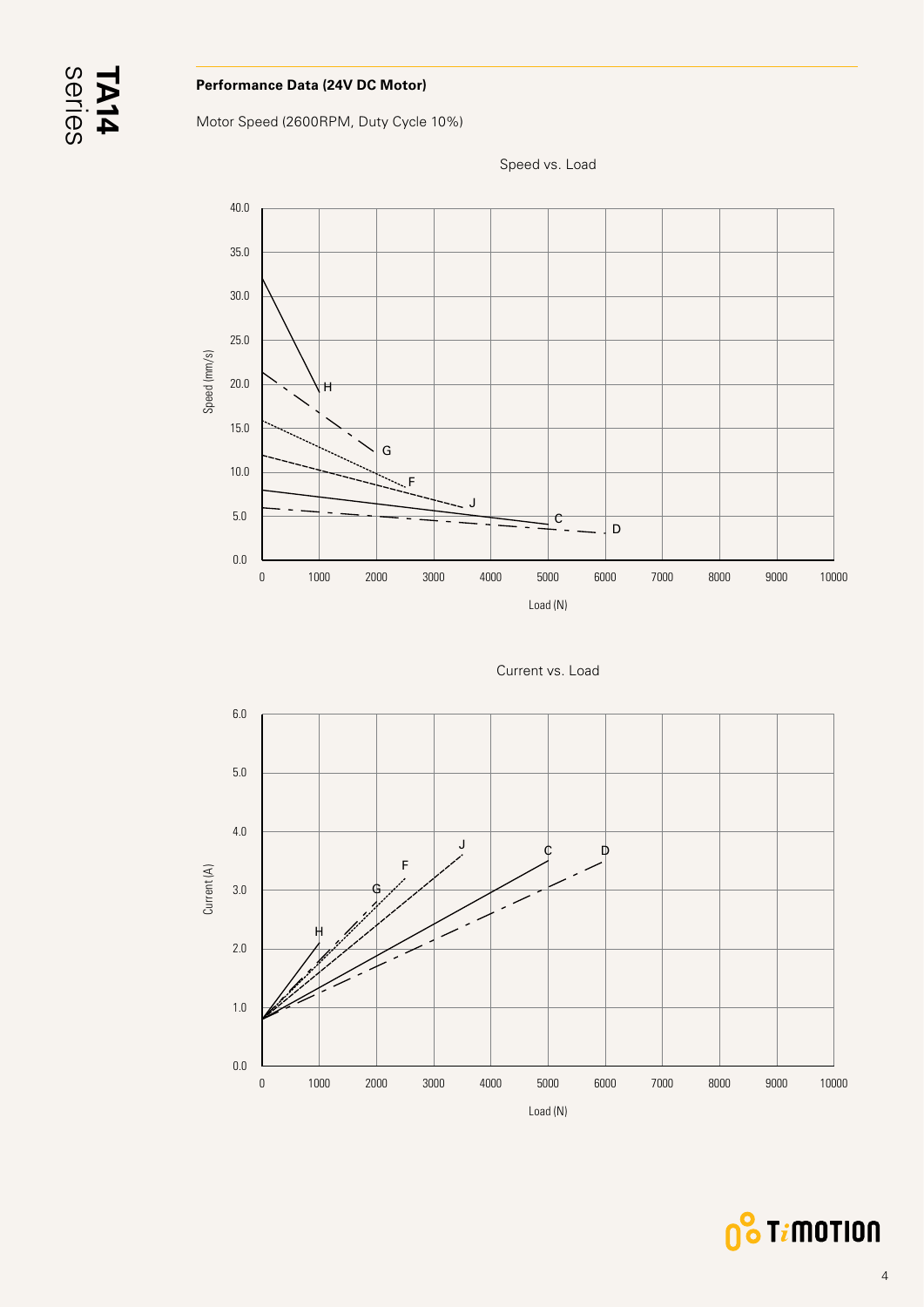## Performance Data (24V DC Motor)

Motor Speed (2600RPM, Duty Cycle 10%)

Speed vs. Load

Speed (mm/s)

40.0
35.0
30.0
25.0
20.0
15.0
10.0
5.0
0.0

0 1000 2000 3000 4000 5000 6000 7000 8000 9000 10000

Load (N)

H G F J C D

Current vs. Load

Current (A)

6.0
5.0
4.0
3.0
2.0
1.0
0.0

0 1000 2000 3000 4000 5000 6000 7000 8000 9000 10000

Load (N)

J C D F G H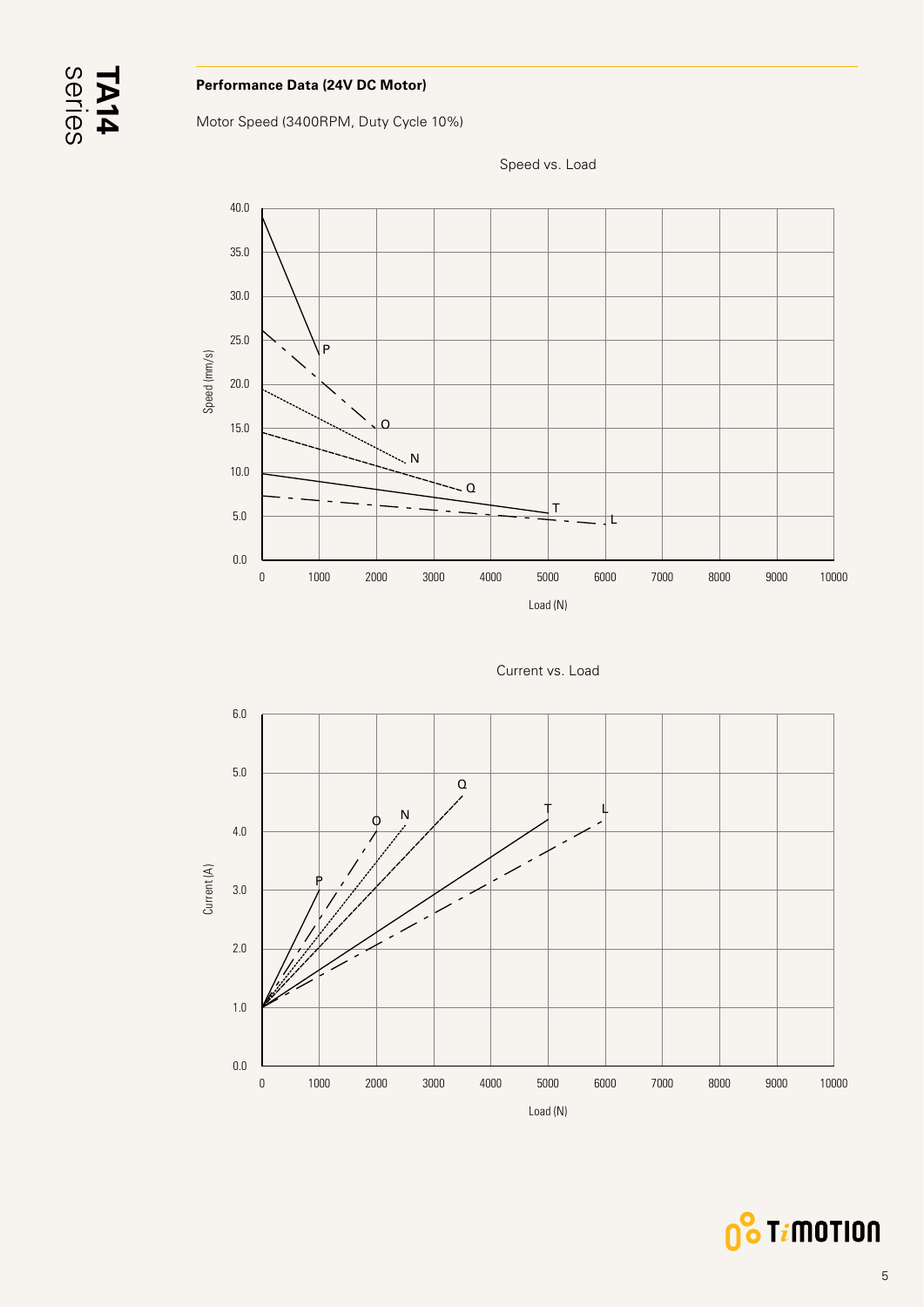**Performance Data (24V DC Motor)**

Motor Speed (3400RPM, Duty Cycle 10%)

Speed vs. Load

Current vs. Load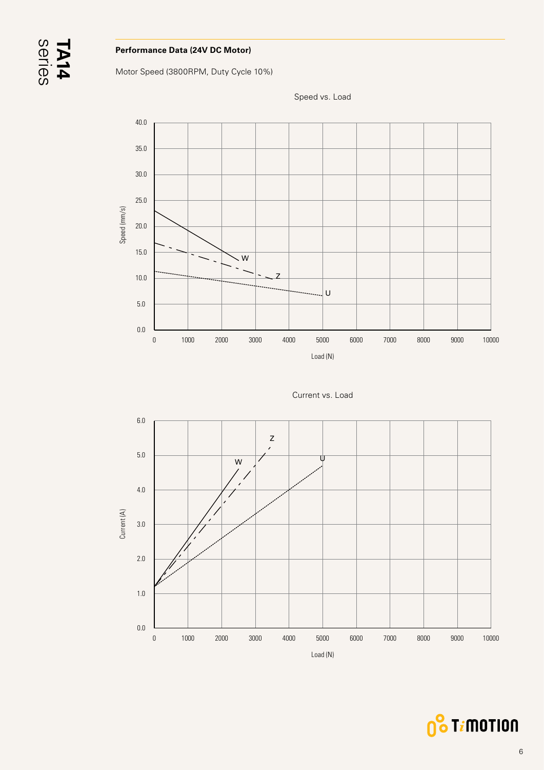**Performance Data (24V DC Motor)**

Motor Speed (3800RPM, Duty Cycle 10%)

Speed vs. Load

Current vs. Load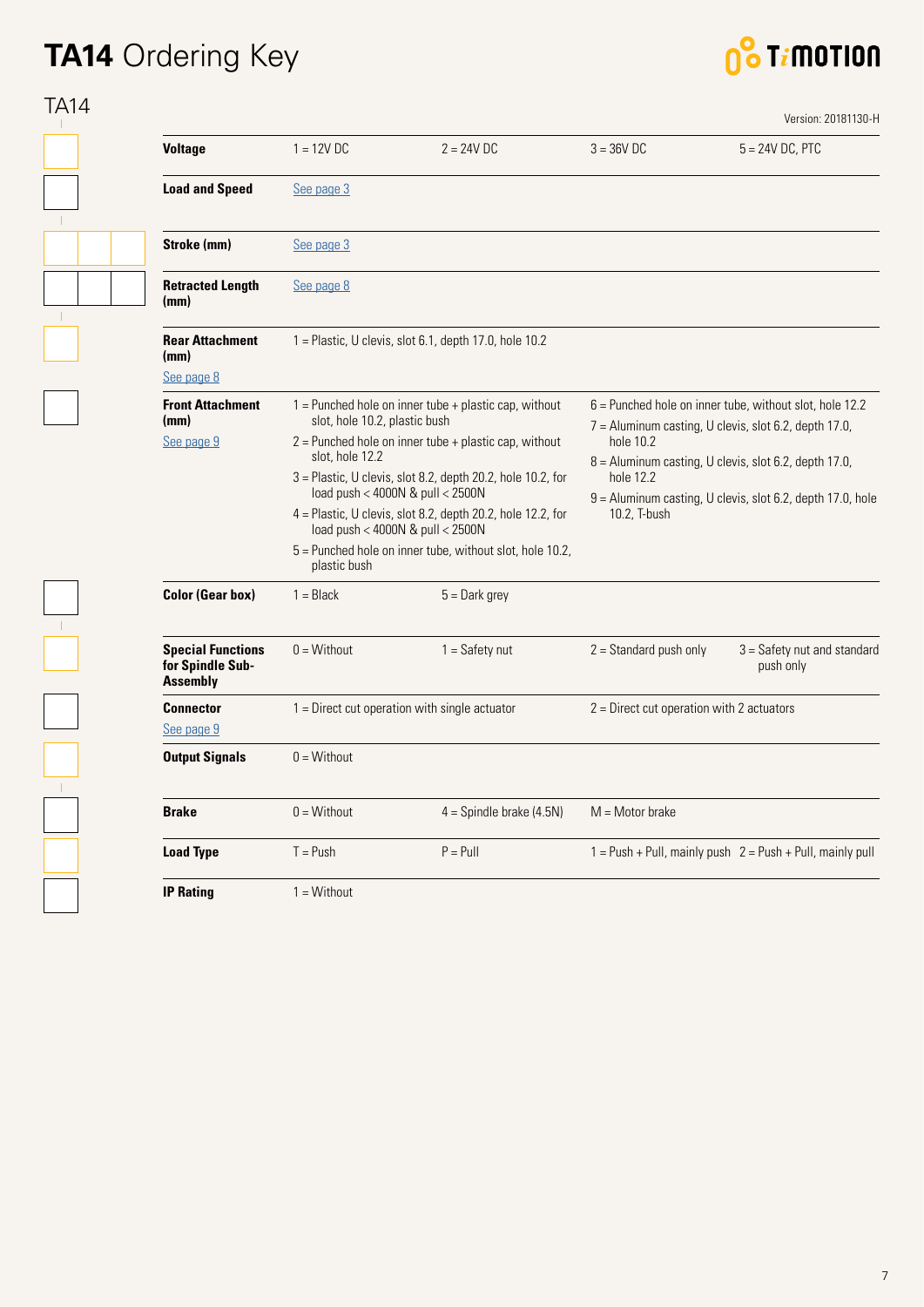# **TA14** Ordering Key

TA14

Version: 20181130-H

| | | | | |
|---|---|---|---|---|
| **Voltage** | 1 = 12V DC | 2 = 24V DC | 3 = 36V DC | 5 = 24V DC, PTC |
| **Load and Speed** | See page 3 | | | |
| **Stroke (mm)** | See page 3 | | | |
| **Retracted Length (mm)** | See page 8 | | | |
| **Rear Attachment (mm)** See page 8 | 1 = Plastic, U clevis, slot 6.1, depth 17.0, hole 10.2 | | | |
| **Front Attachment (mm)** See page 9 | 1 = Punched hole on inner tube + plastic cap, without slot, hole 10.2, plastic bush<br>2 = Punched hole on inner tube + plastic cap, without slot, hole 12.2<br>3 = Plastic, U clevis, slot 8.2, depth 20.2, hole 10.2, for load push < 4000N & pull < 2500N<br>4 = Plastic, U clevis, slot 8.2, depth 20.2, hole 12.2, for load push < 4000N & pull < 2500N<br>5 = Punched hole on inner tube, without slot, hole 10.2, plastic bush | | 6 = Punched hole on inner tube, without slot, hole 12.2<br>7 = Aluminum casting, U clevis, slot 6.2, depth 17.0, hole 10.2<br>8 = Aluminum casting, U clevis, slot 6.2, depth 17.0, hole 12.2<br>9 = Aluminum casting, U clevis, slot 6.2, depth 17.0, hole 10.2, T-bush | |
| **Color (Gear box)** | 1 = Black | 5 = Dark grey | | |
| **Special Functions for Spindle Sub-Assembly** | 0 = Without | 1 = Safety nut | 2 = Standard push only | 3 = Safety nut and standard push only |
| **Connector** See page 9 | 1 = Direct cut operation with single actuator | | 2 = Direct cut operation with 2 actuators | |
| **Output Signals** | 0 = Without | | | |
| **Brake** | 0 = Without | 4 = Spindle brake (4.5N) | M = Motor brake | |
| **Load Type** | T = Push | P = Pull | 1 = Push + Pull, mainly push | 2 = Push + Pull, mainly pull |
| **IP Rating** | 1 = Without | | | |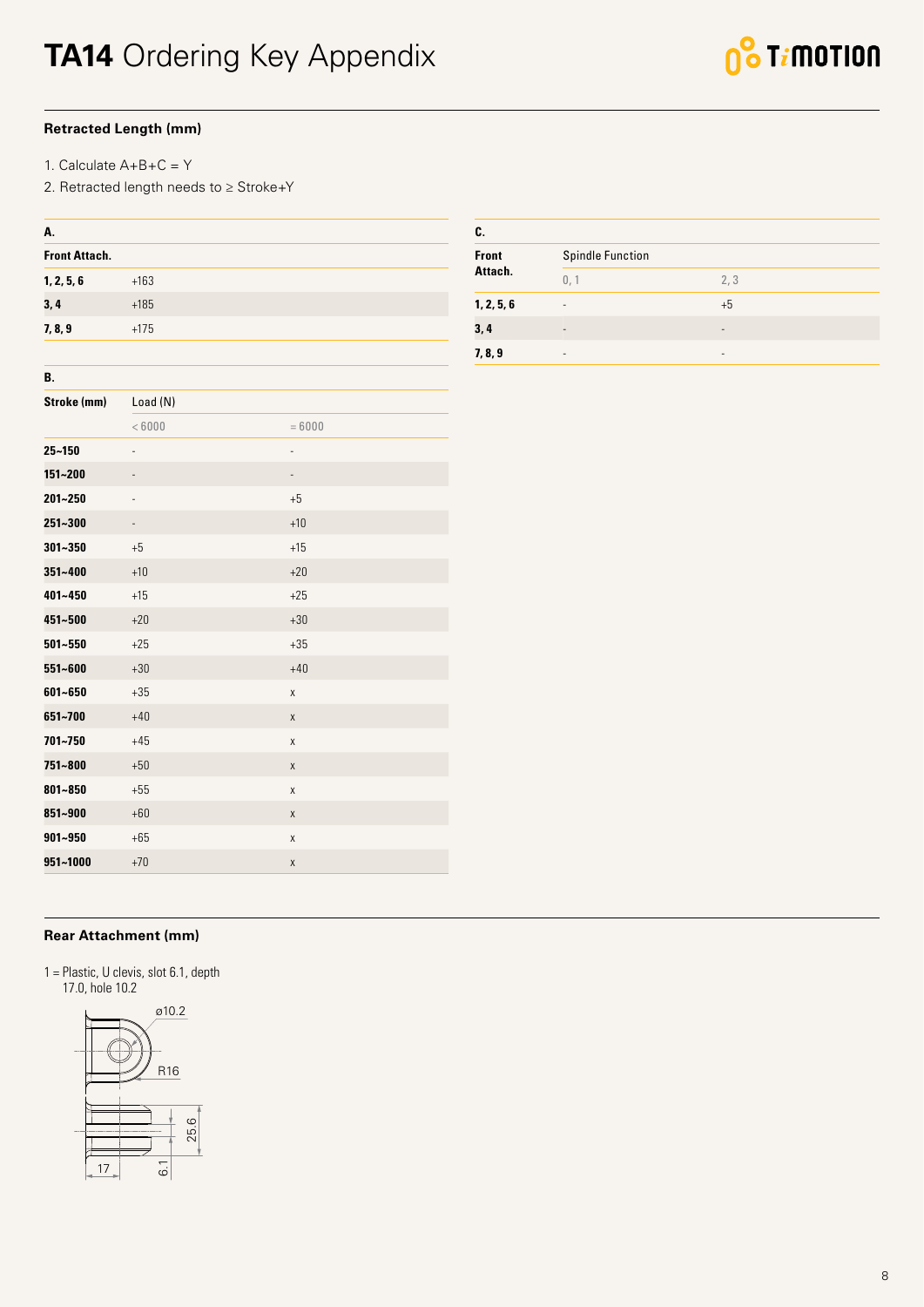# TA14 Ordering Key Appendix

## Retracted Length (mm)

1. Calculate A+B+C = Y
2. Retracted length needs to ≥ Stroke+Y

| A. | |
|---|---|
| **Front Attach.** | |
| **1, 2, 5, 6** | +163 |
| **3, 4** | +185 |
| **7, 8, 9** | +175 |

| B. | | |
|---|---|---|
| **Stroke (mm)** | Load (N) | |
| | < 6000 | = 6000 |
| **25~150** | - | - |
| **151~200** | - | - |
| **201~250** | - | +5 |
| **251~300** | - | +10 |
| **301~350** | +5 | +15 |
| **351~400** | +10 | +20 |
| **401~450** | +15 | +25 |
| **451~500** | +20 | +30 |
| **501~550** | +25 | +35 |
| **551~600** | +30 | +40 |
| **601~650** | +35 | x |
| **651~700** | +40 | x |
| **701~750** | +45 | x |
| **751~800** | +50 | x |
| **801~850** | +55 | x |
| **851~900** | +60 | x |
| **901~950** | +65 | x |
| **951~1000** | +70 | x |

| C. | | |
|---|---|---|
| **Front Attach.** | Spindle Function | |
| | 0, 1 | 2, 3 |
| **1, 2, 5, 6** | - | +5 |
| **3, 4** | - | - |
| **7, 8, 9** | - | - |

## Rear Attachment (mm)

1 = Plastic, U clevis, slot 6.1, depth 17.0, hole 10.2

ø10.2
R16
25.6
17
6.1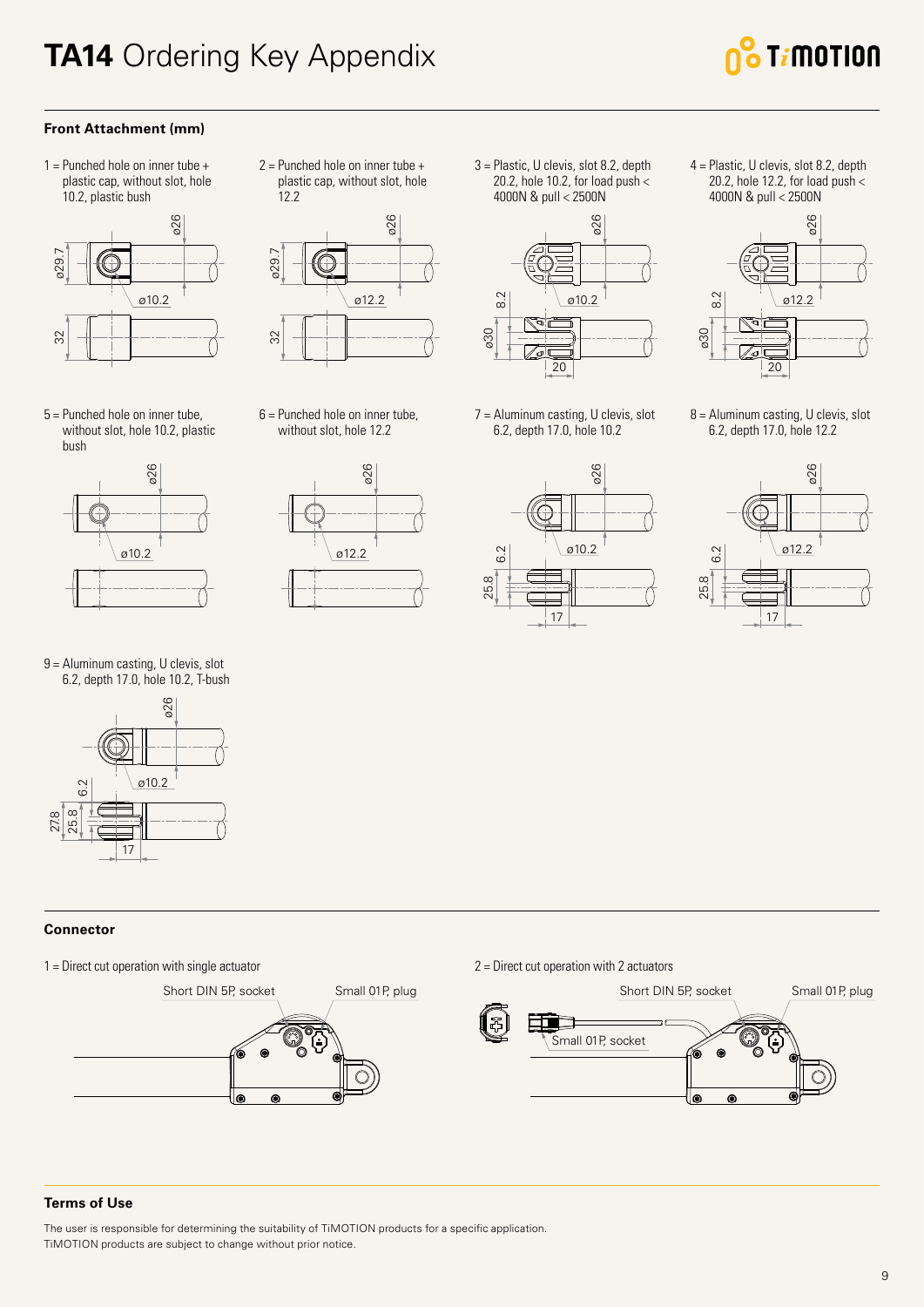# TA14 Ordering Key Appendix

## Front Attachment (mm)

1 = Punched hole on inner tube + plastic cap, without slot, hole 10.2, plastic bush

ø26
ø29.7
ø10.2
32

2 = Punched hole on inner tube + plastic cap, without slot, hole 12.2

ø26
ø29.7
ø12.2
32

3 = Plastic, U clevis, slot 8.2, depth 20.2, hole 10.2, for load push < 4000N & pull < 2500N

ø26
8.2
ø10.2
ø30
20

4 = Plastic, U clevis, slot 8.2, depth 20.2, hole 12.2, for load push < 4000N & pull < 2500N

ø26
8.2
ø12.2
ø30
20

5 = Punched hole on inner tube, without slot, hole 10.2, plastic bush

ø26
ø10.2

6 = Punched hole on inner tube, without slot, hole 12.2

ø26
ø12.2

7 = Aluminum casting, U clevis, slot 6.2, depth 17.0, hole 10.2

ø26
6.2
ø10.2
25.8
17

8 = Aluminum casting, U clevis, slot 6.2, depth 17.0, hole 12.2

ø26
6.2
ø12.2
25.8
17

9 = Aluminum casting, U clevis, slot 6.2, depth 17.0, hole 10.2, T-bush

ø26
6.2
ø10.2
27.8
25.8
17

## Connector

1 = Direct cut operation with single actuator

Short DIN 5P, socket
Small 01P, plug

2 = Direct cut operation with 2 actuators

Short DIN 5P, socket
Small 01P, plug
Small 01P, socket

## Terms of Use

The user is responsible for determining the suitability of TiMOTION products for a specific application.
TiMOTION products are subject to change without prior notice.